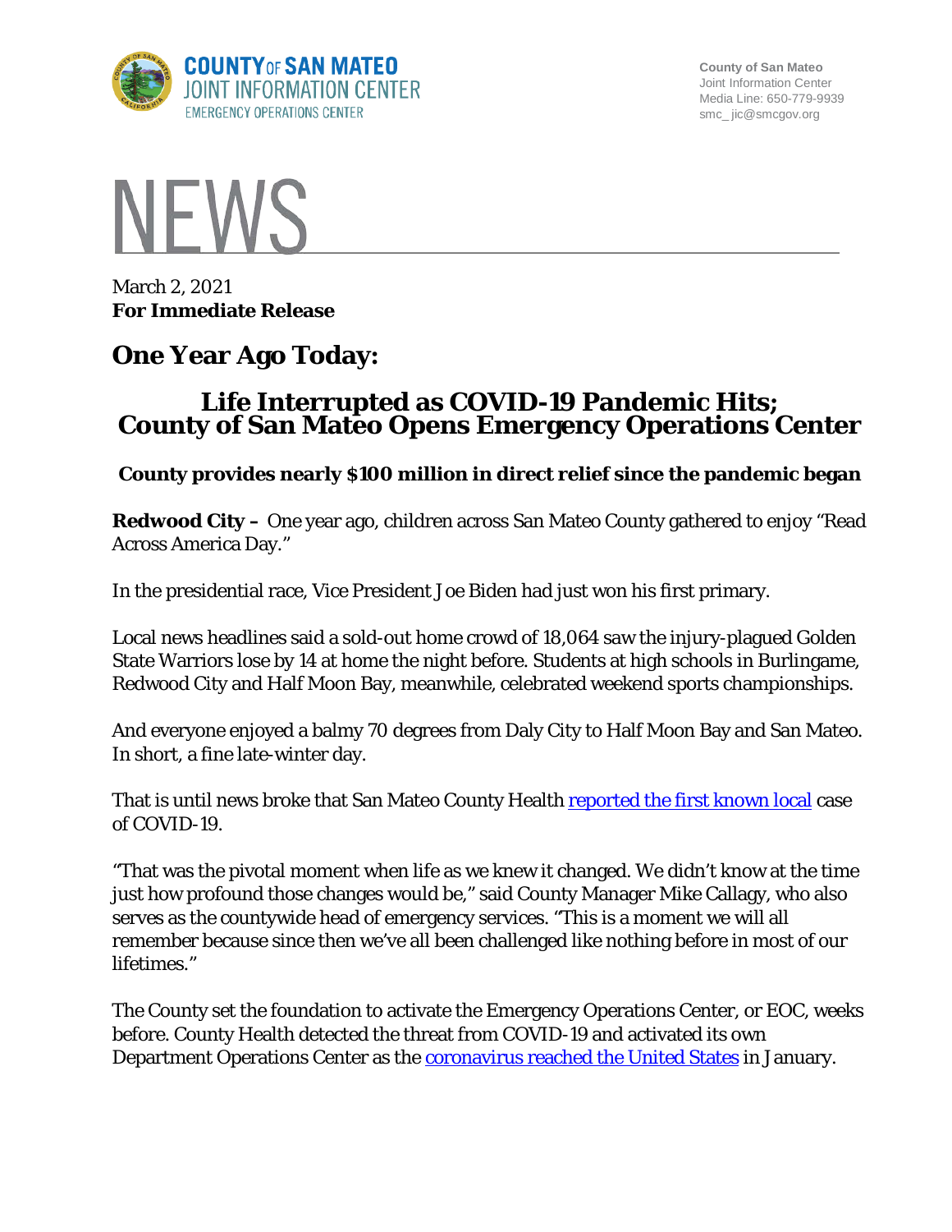County of San Mateo
Joint Information Center
Media Line: 650-779-9939
smc_ jic@smcgov.org

# NEWS

March 2, 2021
**For Immediate Release**

## One Year Ago Today:

## Life Interrupted as COVID-19 Pandemic Hits; County of San Mateo Opens Emergency Operations Center

### County provides nearly $100 million in direct relief since the pandemic began

**Redwood City –** One year ago, children across San Mateo County gathered to enjoy “Read Across America Day.”

In the presidential race, Vice President Joe Biden had just won his first primary.

Local news headlines said a sold-out home crowd of 18,064 saw the injury-plagued Golden State Warriors lose by 14 at home the night before. Students at high schools in Burlingame, Redwood City and Half Moon Bay, meanwhile, celebrated weekend sports championships.

And everyone enjoyed a balmy 70 degrees from Daly City to Half Moon Bay and San Mateo. In short, a fine late-winter day.

That is until news broke that San Mateo County Health [reported the first known local]() case of COVID-19.

“That was the pivotal moment when life as we knew it changed. We didn’t know at the time just how profound those changes would be,” said County Manager Mike Callagy, who also serves as the countywide head of emergency services. “This is a moment we will all remember because since then we’ve all been challenged like nothing before in most of our lifetimes.”

The County set the foundation to activate the Emergency Operations Center, or EOC, weeks before. County Health detected the threat from COVID-19 and activated its own Department Operations Center as the [coronavirus reached the United States]() in January.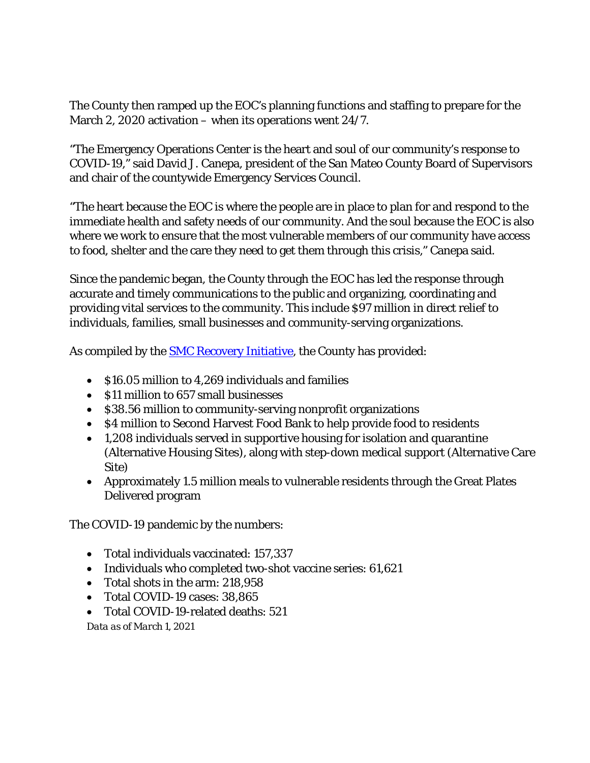The County then ramped up the EOC's planning functions and staffing to prepare for the March 2, 2020 activation – when its operations went 24/7.

"The Emergency Operations Center is the heart and soul of our community's response to COVID-19," said David J. Canepa, president of the San Mateo County Board of Supervisors and chair of the countywide Emergency Services Council.

"The heart because the EOC is where the people are in place to plan for and respond to the immediate health and safety needs of our community. And the soul because the EOC is also where we work to ensure that the most vulnerable members of our community have access to food, shelter and the care they need to get them through this crisis," Canepa said.

Since the pandemic began, the County through the EOC has led the response through accurate and timely communications to the public and organizing, coordinating and providing vital services to the community. This include $97 million in direct relief to individuals, families, small businesses and community-serving organizations.

As compiled by the SMC Recovery Initiative, the County has provided:

- $16.05 million to 4,269 individuals and families
- $11 million to 657 small businesses
- $38.56 million to community-serving nonprofit organizations
- $4 million to Second Harvest Food Bank to help provide food to residents
- 1,208 individuals served in supportive housing for isolation and quarantine (Alternative Housing Sites), along with step-down medical support (Alternative Care Site)
- Approximately 1.5 million meals to vulnerable residents through the Great Plates Delivered program

The COVID-19 pandemic by the numbers:

- Total individuals vaccinated: 157,337
- Individuals who completed two-shot vaccine series: 61,621
- Total shots in the arm: 218,958
- Total COVID-19 cases: 38,865
- Total COVID-19-related deaths: 521

*Data as of March 1, 2021*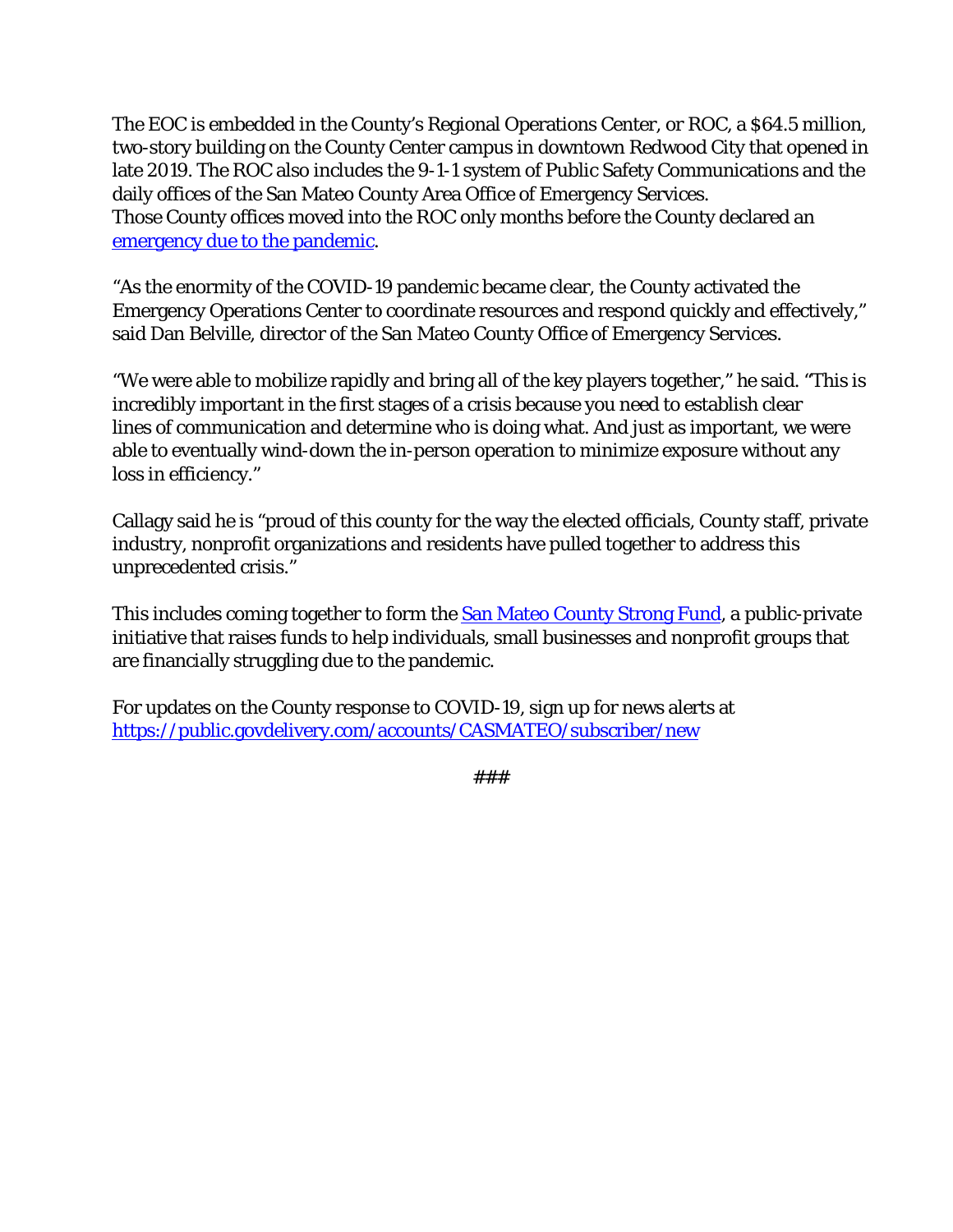The EOC is embedded in the County's Regional Operations Center, or ROC, a $64.5 million, two-story building on the County Center campus in downtown Redwood City that opened in late 2019. The ROC also includes the 9-1-1 system of Public Safety Communications and the daily offices of the San Mateo County Area Office of Emergency Services.
Those County offices moved into the ROC only months before the County declared an emergency due to the pandemic.

"As the enormity of the COVID-19 pandemic became clear, the County activated the Emergency Operations Center to coordinate resources and respond quickly and effectively," said Dan Belville, director of the San Mateo County Office of Emergency Services.

"We were able to mobilize rapidly and bring all of the key players together," he said. "This is incredibly important in the first stages of a crisis because you need to establish clear lines of communication and determine who is doing what. And just as important, we were able to eventually wind-down the in-person operation to minimize exposure without any loss in efficiency."

Callagy said he is "proud of this county for the way the elected officials, County staff, private industry, nonprofit organizations and residents have pulled together to address this unprecedented crisis."

This includes coming together to form the San Mateo County Strong Fund, a public-private initiative that raises funds to help individuals, small businesses and nonprofit groups that are financially struggling due to the pandemic.

For updates on the County response to COVID-19, sign up for news alerts at https://public.govdelivery.com/accounts/CASMATEO/subscriber/new

###